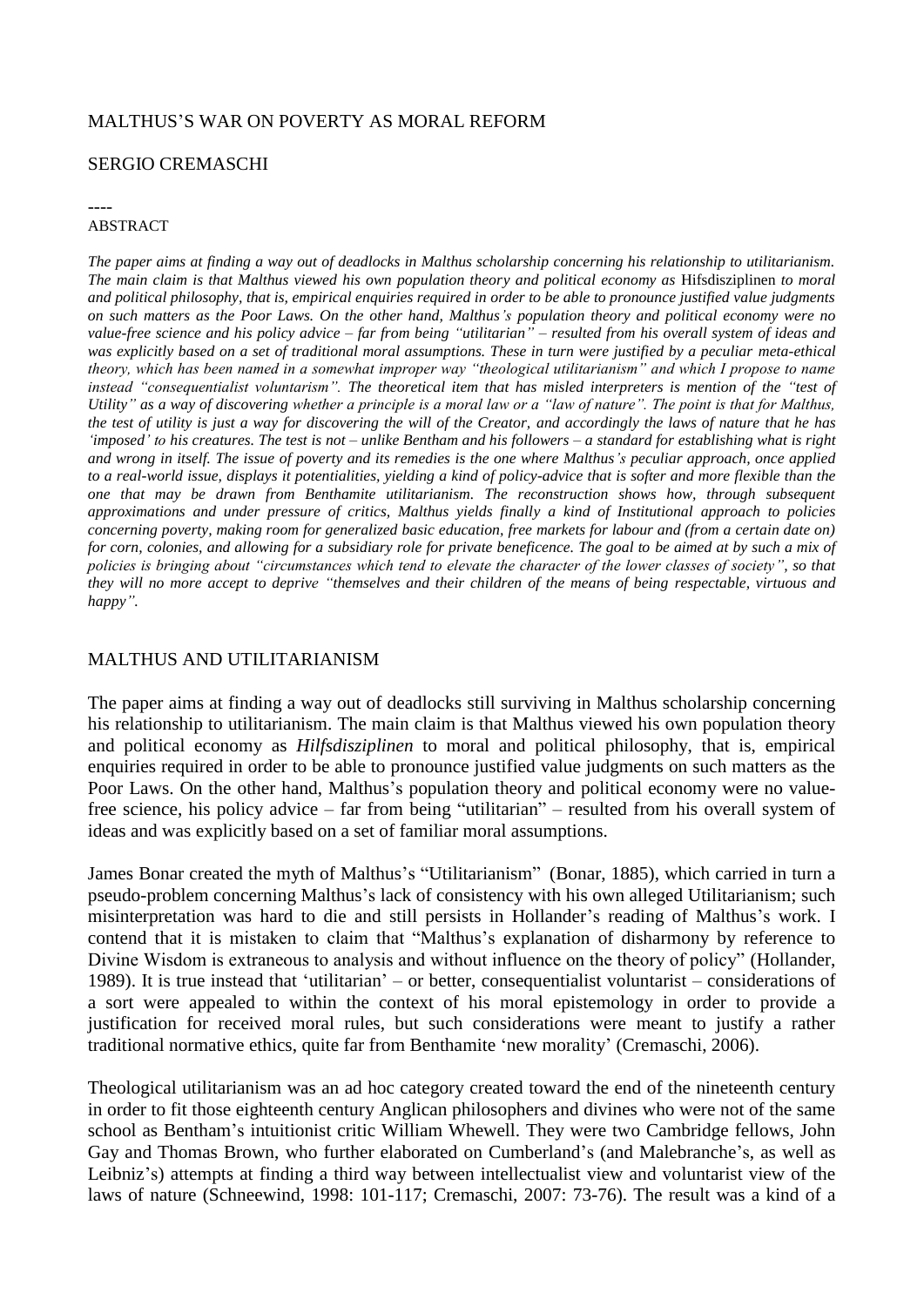# MALTHUS'S WAR ON POVERTY AS MORAL REFORM

## SERGIO CREMASCHI

----

ABSTRACT

*The paper aims at finding a way out of deadlocks in Malthus scholarship concerning his relationship to utilitarianism. The main claim is that Malthus viewed his own population theory and political economy as* Hifsdisziplinen *to moral and political philosophy, that is, empirical enquiries required in order to be able to pronounce justified value judgments on such matters as the Poor Laws. On the other hand, Malthus's population theory and political economy were no value-free science and his policy advice – far from being "utilitarian" – resulted from his overall system of ideas and was explicitly based on a set of traditional moral assumptions. These in turn were justified by a peculiar meta-ethical theory, which has been named in a somewhat improper way "theological utilitarianism" and which I propose to name instead "consequentialist voluntarism". The theoretical item that has misled interpreters is mention of the "test of Utility" as a way of discovering whether a principle is a moral law or a "law of nature". The point is that for Malthus, the test of utility is just a way for discovering the will of the Creator, and accordingly the laws of nature that he has 'imposed' to his creatures. The test is not – unlike Bentham and his followers – a standard for establishing what is right and wrong in itself. The issue of poverty and its remedies is the one where Malthus's peculiar approach, once applied to a real-world issue, displays it potentialities, yielding a kind of policy-advice that is softer and more flexible than the one that may be drawn from Benthamite utilitarianism. The reconstruction shows how, through subsequent approximations and under pressure of critics, Malthus yields finally a kind of Institutional approach to policies concerning poverty, making room for generalized basic education, free markets for labour and (from a certain date on) for corn, colonies, and allowing for a subsidiary role for private beneficence. The goal to be aimed at by such a mix of policies is bringing about "circumstances which tend to elevate the character of the lower classes of society", so that they will no more accept to deprive "themselves and their children of the means of being respectable, virtuous and happy".*

## MALTHUS AND UTILITARIANISM

The paper aims at finding a way out of deadlocks still surviving in Malthus scholarship concerning his relationship to utilitarianism. The main claim is that Malthus viewed his own population theory and political economy as *Hilfsdisziplinen* to moral and political philosophy, that is, empirical enquiries required in order to be able to pronounce justified value judgments on such matters as the Poor Laws. On the other hand, Malthus's population theory and political economy were no value-free science, his policy advice – far from being "utilitarian" – resulted from his overall system of ideas and was explicitly based on a set of familiar moral assumptions.

James Bonar created the myth of Malthus's "Utilitarianism" (Bonar, 1885), which carried in turn a pseudo-problem concerning Malthus's lack of consistency with his own alleged Utilitarianism; such misinterpretation was hard to die and still persists in Hollander's reading of Malthus's work. I contend that it is mistaken to claim that "Malthus's explanation of disharmony by reference to Divine Wisdom is extraneous to analysis and without influence on the theory of policy" (Hollander, 1989). It is true instead that 'utilitarian' – or better, consequentialist voluntarist – considerations of a sort were appealed to within the context of his moral epistemology in order to provide a justification for received moral rules, but such considerations were meant to justify a rather traditional normative ethics, quite far from Benthamite 'new morality' (Cremaschi, 2006).

Theological utilitarianism was an ad hoc category created toward the end of the nineteenth century in order to fit those eighteenth century Anglican philosophers and divines who were not of the same school as Bentham's intuitionist critic William Whewell. They were two Cambridge fellows, John Gay and Thomas Brown, who further elaborated on Cumberland's (and Malebranche's, as well as Leibniz's) attempts at finding a third way between intellectualist view and voluntarist view of the laws of nature (Schneewind, 1998: 101-117; Cremaschi, 2007: 73-76). The result was a kind of a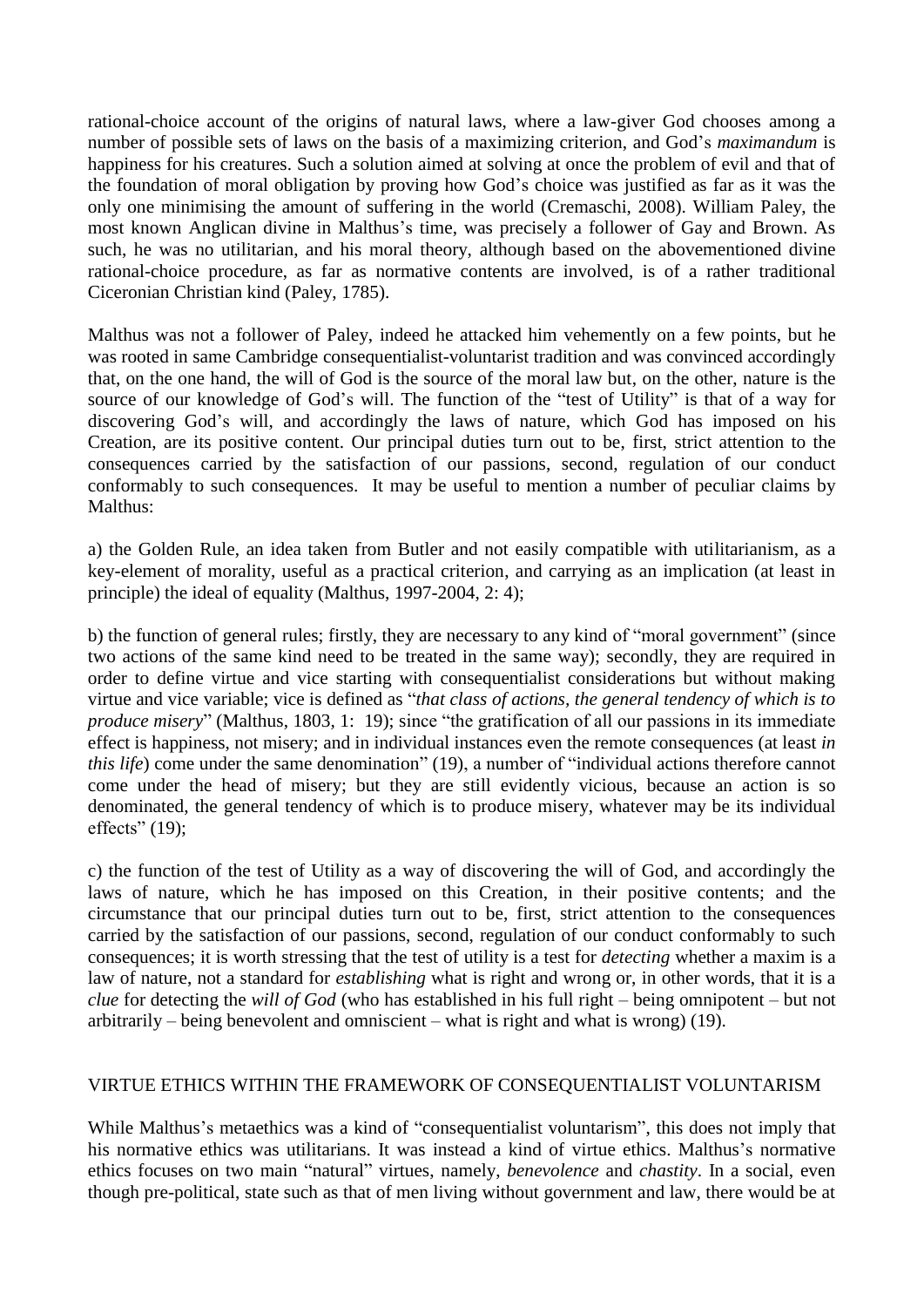rational-choice account of the origins of natural laws, where a law-giver God chooses among a number of possible sets of laws on the basis of a maximizing criterion, and God's *maximandum* is happiness for his creatures. Such a solution aimed at solving at once the problem of evil and that of the foundation of moral obligation by proving how God's choice was justified as far as it was the only one minimising the amount of suffering in the world (Cremaschi, 2008). William Paley, the most known Anglican divine in Malthus's time, was precisely a follower of Gay and Brown. As such, he was no utilitarian, and his moral theory, although based on the abovementioned divine rational-choice procedure, as far as normative contents are involved, is of a rather traditional Ciceronian Christian kind (Paley, 1785).

Malthus was not a follower of Paley, indeed he attacked him vehemently on a few points, but he was rooted in same Cambridge consequentialist-voluntarist tradition and was convinced accordingly that, on the one hand, the will of God is the source of the moral law but, on the other, nature is the source of our knowledge of God's will. The function of the "test of Utility" is that of a way for discovering God's will, and accordingly the laws of nature, which God has imposed on his Creation, are its positive content. Our principal duties turn out to be, first, strict attention to the consequences carried by the satisfaction of our passions, second, regulation of our conduct conformably to such consequences. It may be useful to mention a number of peculiar claims by Malthus:

a) the Golden Rule, an idea taken from Butler and not easily compatible with utilitarianism, as a key-element of morality, useful as a practical criterion, and carrying as an implication (at least in principle) the ideal of equality (Malthus, 1997-2004, 2: 4);

b) the function of general rules; firstly, they are necessary to any kind of "moral government" (since two actions of the same kind need to be treated in the same way); secondly, they are required in order to define virtue and vice starting with consequentialist considerations but without making virtue and vice variable; vice is defined as "*that class of actions, the general tendency of which is to produce misery*" (Malthus, 1803, 1: 19); since "the gratification of all our passions in its immediate effect is happiness, not misery; and in individual instances even the remote consequences (at least *in this life*) come under the same denomination" (19), a number of "individual actions therefore cannot come under the head of misery; but they are still evidently vicious, because an action is so denominated, the general tendency of which is to produce misery, whatever may be its individual effects" (19);

c) the function of the test of Utility as a way of discovering the will of God, and accordingly the laws of nature, which he has imposed on this Creation, in their positive contents; and the circumstance that our principal duties turn out to be, first, strict attention to the consequences carried by the satisfaction of our passions, second, regulation of our conduct conformably to such consequences; it is worth stressing that the test of utility is a test for *detecting* whether a maxim is a law of nature, not a standard for *establishing* what is right and wrong or, in other words, that it is a *clue* for detecting the *will of God* (who has established in his full right – being omnipotent – but not arbitrarily – being benevolent and omniscient – what is right and what is wrong) (19).

## VIRTUE ETHICS WITHIN THE FRAMEWORK OF CONSEQUENTIALIST VOLUNTARISM

While Malthus's metaethics was a kind of "consequentialist voluntarism", this does not imply that his normative ethics was utilitarians. It was instead a kind of virtue ethics. Malthus's normative ethics focuses on two main "natural" virtues, namely, *benevolence* and *chastity*. In a social, even though pre-political, state such as that of men living without government and law, there would be at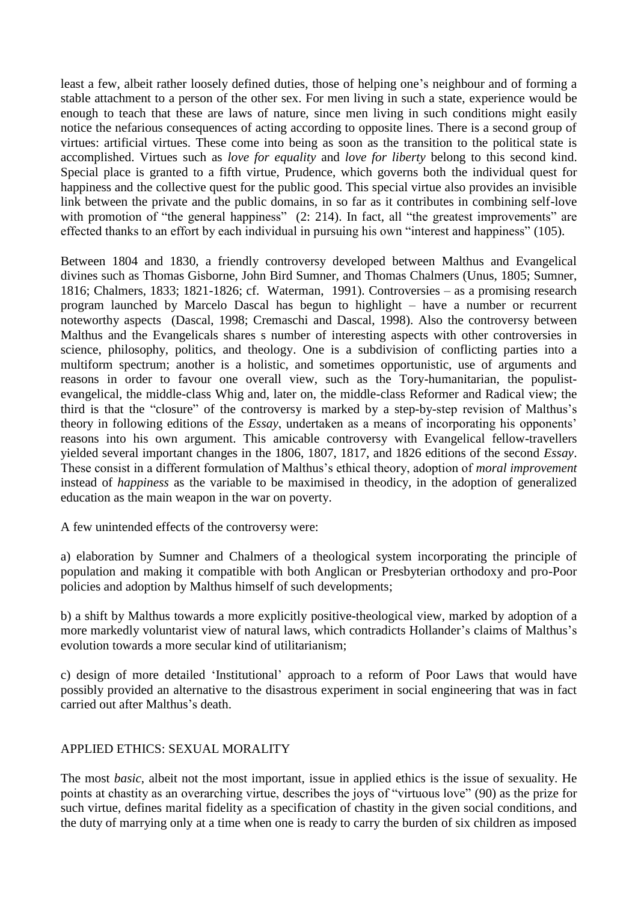least a few, albeit rather loosely defined duties, those of helping one's neighbour and of forming a stable attachment to a person of the other sex. For men living in such a state, experience would be enough to teach that these are laws of nature, since men living in such conditions might easily notice the nefarious consequences of acting according to opposite lines. There is a second group of virtues: artificial virtues. These come into being as soon as the transition to the political state is accomplished. Virtues such as *love for equality* and *love for liberty* belong to this second kind. Special place is granted to a fifth virtue, Prudence, which governs both the individual quest for happiness and the collective quest for the public good. This special virtue also provides an invisible link between the private and the public domains, in so far as it contributes in combining self-love with promotion of "the general happiness" (2: 214). In fact, all "the greatest improvements" are effected thanks to an effort by each individual in pursuing his own "interest and happiness" (105).

Between 1804 and 1830, a friendly controversy developed between Malthus and Evangelical divines such as Thomas Gisborne, John Bird Sumner, and Thomas Chalmers (Unus, 1805; Sumner, 1816; Chalmers, 1833; 1821-1826; cf. Waterman, 1991). Controversies – as a promising research program launched by Marcelo Dascal has begun to highlight – have a number or recurrent noteworthy aspects (Dascal, 1998; Cremaschi and Dascal, 1998). Also the controversy between Malthus and the Evangelicals shares s number of interesting aspects with other controversies in science, philosophy, politics, and theology. One is a subdivision of conflicting parties into a multiform spectrum; another is a holistic, and sometimes opportunistic, use of arguments and reasons in order to favour one overall view, such as the Tory-humanitarian, the populist-evangelical, the middle-class Whig and, later on, the middle-class Reformer and Radical view; the third is that the "closure" of the controversy is marked by a step-by-step revision of Malthus's theory in following editions of the *Essay*, undertaken as a means of incorporating his opponents' reasons into his own argument. This amicable controversy with Evangelical fellow-travellers yielded several important changes in the 1806, 1807, 1817, and 1826 editions of the second *Essay*. These consist in a different formulation of Malthus's ethical theory, adoption of *moral improvement* instead of *happiness* as the variable to be maximised in theodicy, in the adoption of generalized education as the main weapon in the war on poverty.

A few unintended effects of the controversy were:

a) elaboration by Sumner and Chalmers of a theological system incorporating the principle of population and making it compatible with both Anglican or Presbyterian orthodoxy and pro-Poor policies and adoption by Malthus himself of such developments;

b) a shift by Malthus towards a more explicitly positive-theological view, marked by adoption of a more markedly voluntarist view of natural laws, which contradicts Hollander's claims of Malthus's evolution towards a more secular kind of utilitarianism;

c) design of more detailed 'Institutional' approach to a reform of Poor Laws that would have possibly provided an alternative to the disastrous experiment in social engineering that was in fact carried out after Malthus's death.

## APPLIED ETHICS: SEXUAL MORALITY

The most *basic*, albeit not the most important, issue in applied ethics is the issue of sexuality. He points at chastity as an overarching virtue, describes the joys of "virtuous love" (90) as the prize for such virtue, defines marital fidelity as a specification of chastity in the given social conditions, and the duty of marrying only at a time when one is ready to carry the burden of six children as imposed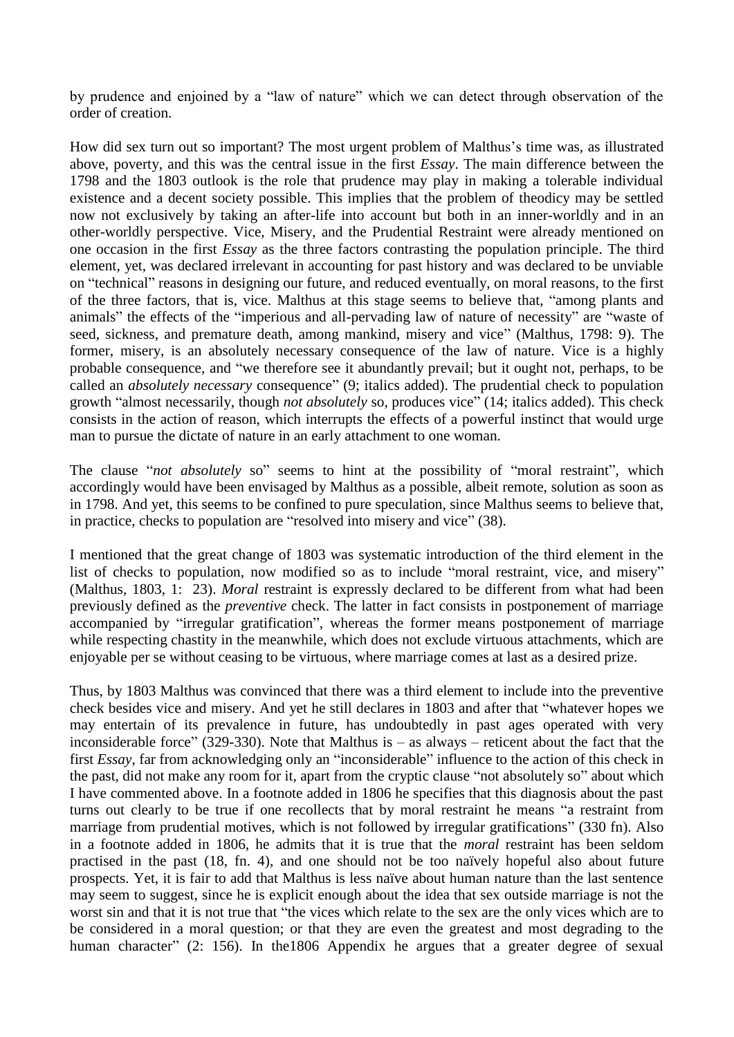by prudence and enjoined by a "law of nature" which we can detect through observation of the order of creation.

How did sex turn out so important? The most urgent problem of Malthus's time was, as illustrated above, poverty, and this was the central issue in the first *Essay*. The main difference between the 1798 and the 1803 outlook is the role that prudence may play in making a tolerable individual existence and a decent society possible. This implies that the problem of theodicy may be settled now not exclusively by taking an after-life into account but both in an inner-worldly and in an other-worldly perspective. Vice, Misery, and the Prudential Restraint were already mentioned on one occasion in the first *Essay* as the three factors contrasting the population principle. The third element, yet, was declared irrelevant in accounting for past history and was declared to be unviable on "technical" reasons in designing our future, and reduced eventually, on moral reasons, to the first of the three factors, that is, vice. Malthus at this stage seems to believe that, "among plants and animals" the effects of the "imperious and all-pervading law of nature of necessity" are "waste of seed, sickness, and premature death, among mankind, misery and vice" (Malthus, 1798: 9). The former, misery, is an absolutely necessary consequence of the law of nature. Vice is a highly probable consequence, and "we therefore see it abundantly prevail; but it ought not, perhaps, to be called an *absolutely necessary* consequence" (9; italics added). The prudential check to population growth "almost necessarily, though *not absolutely* so, produces vice" (14; italics added). This check consists in the action of reason, which interrupts the effects of a powerful instinct that would urge man to pursue the dictate of nature in an early attachment to one woman.

The clause "*not absolutely* so" seems to hint at the possibility of "moral restraint", which accordingly would have been envisaged by Malthus as a possible, albeit remote, solution as soon as in 1798. And yet, this seems to be confined to pure speculation, since Malthus seems to believe that, in practice, checks to population are "resolved into misery and vice" (38).

I mentioned that the great change of 1803 was systematic introduction of the third element in the list of checks to population, now modified so as to include "moral restraint, vice, and misery" (Malthus, 1803, 1: 23). *Moral* restraint is expressly declared to be different from what had been previously defined as the *preventive* check. The latter in fact consists in postponement of marriage accompanied by "irregular gratification", whereas the former means postponement of marriage while respecting chastity in the meanwhile, which does not exclude virtuous attachments, which are enjoyable per se without ceasing to be virtuous, where marriage comes at last as a desired prize.

Thus, by 1803 Malthus was convinced that there was a third element to include into the preventive check besides vice and misery. And yet he still declares in 1803 and after that "whatever hopes we may entertain of its prevalence in future, has undoubtedly in past ages operated with very inconsiderable force" (329-330). Note that Malthus is – as always – reticent about the fact that the first *Essay*, far from acknowledging only an "inconsiderable" influence to the action of this check in the past, did not make any room for it, apart from the cryptic clause "not absolutely so" about which I have commented above. In a footnote added in 1806 he specifies that this diagnosis about the past turns out clearly to be true if one recollects that by moral restraint he means "a restraint from marriage from prudential motives, which is not followed by irregular gratifications" (330 fn). Also in a footnote added in 1806, he admits that it is true that the *moral* restraint has been seldom practised in the past (18, fn. 4), and one should not be too naïvely hopeful also about future prospects. Yet, it is fair to add that Malthus is less naïve about human nature than the last sentence may seem to suggest, since he is explicit enough about the idea that sex outside marriage is not the worst sin and that it is not true that "the vices which relate to the sex are the only vices which are to be considered in a moral question; or that they are even the greatest and most degrading to the human character" (2: 156). In the1806 Appendix he argues that a greater degree of sexual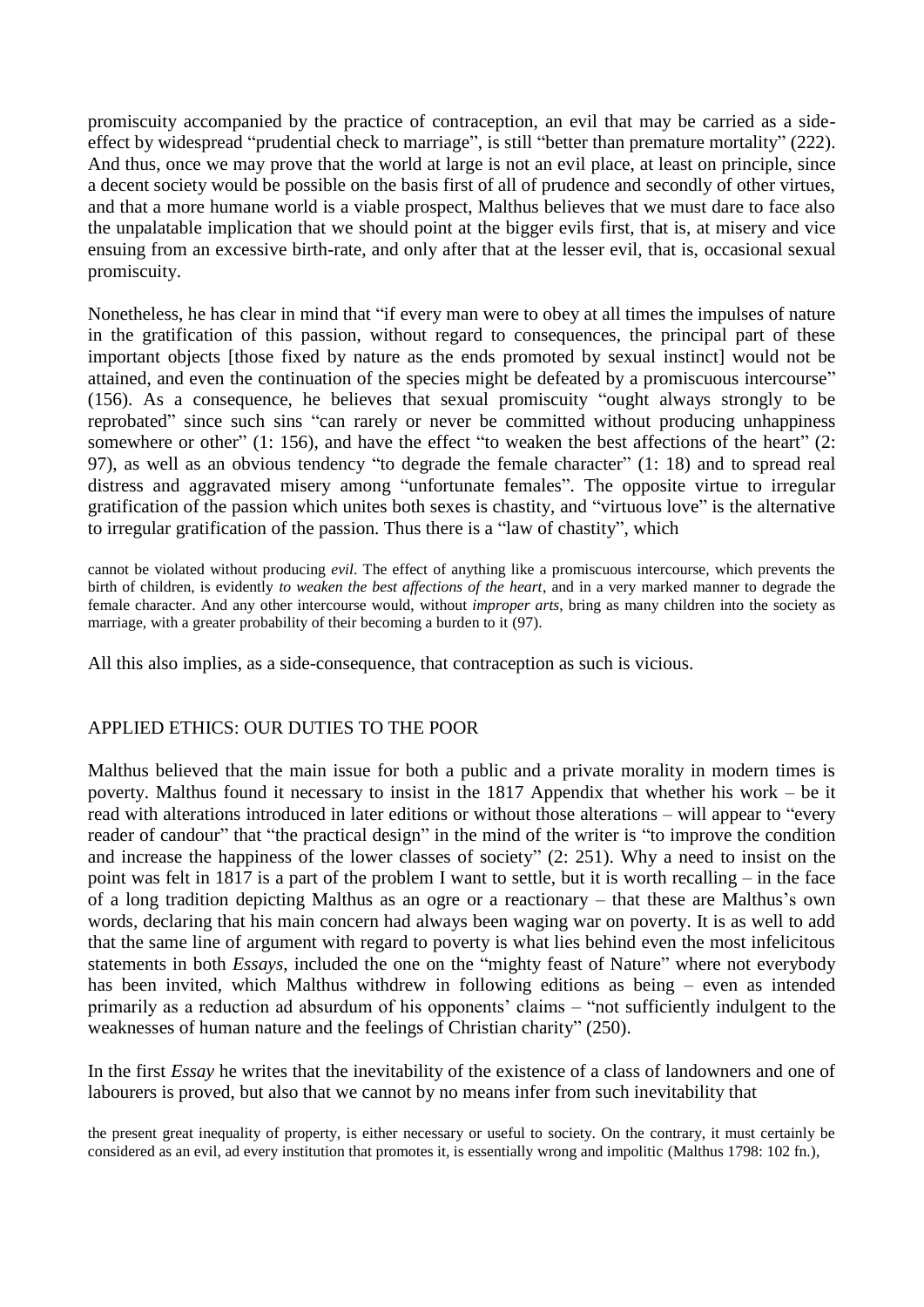promiscuity accompanied by the practice of contraception, an evil that may be carried as a side-effect by widespread "prudential check to marriage", is still "better than premature mortality" (222). And thus, once we may prove that the world at large is not an evil place, at least on principle, since a decent society would be possible on the basis first of all of prudence and secondly of other virtues, and that a more humane world is a viable prospect, Malthus believes that we must dare to face also the unpalatable implication that we should point at the bigger evils first, that is, at misery and vice ensuing from an excessive birth-rate, and only after that at the lesser evil, that is, occasional sexual promiscuity.

Nonetheless, he has clear in mind that "if every man were to obey at all times the impulses of nature in the gratification of this passion, without regard to consequences, the principal part of these important objects [those fixed by nature as the ends promoted by sexual instinct] would not be attained, and even the continuation of the species might be defeated by a promiscuous intercourse" (156). As a consequence, he believes that sexual promiscuity "ought always strongly to be reprobated" since such sins "can rarely or never be committed without producing unhappiness somewhere or other" (1: 156), and have the effect "to weaken the best affections of the heart" (2: 97), as well as an obvious tendency "to degrade the female character" (1: 18) and to spread real distress and aggravated misery among "unfortunate females". The opposite virtue to irregular gratification of the passion which unites both sexes is chastity, and "virtuous love" is the alternative to irregular gratification of the passion. Thus there is a "law of chastity", which

> cannot be violated without producing *evil*. The effect of anything like a promiscuous intercourse, which prevents the birth of children, is evidently *to weaken the best affections of the heart*, and in a very marked manner to degrade the female character. And any other intercourse would, without *improper arts*, bring as many children into the society as marriage, with a greater probability of their becoming a burden to it (97).

All this also implies, as a side-consequence, that contraception as such is vicious.

## APPLIED ETHICS: OUR DUTIES TO THE POOR

Malthus believed that the main issue for both a public and a private morality in modern times is poverty. Malthus found it necessary to insist in the 1817 Appendix that whether his work – be it read with alterations introduced in later editions or without those alterations – will appear to "every reader of candour" that "the practical design" in the mind of the writer is "to improve the condition and increase the happiness of the lower classes of society" (2: 251). Why a need to insist on the point was felt in 1817 is a part of the problem I want to settle, but it is worth recalling – in the face of a long tradition depicting Malthus as an ogre or a reactionary – that these are Malthus's own words, declaring that his main concern had always been waging war on poverty. It is as well to add that the same line of argument with regard to poverty is what lies behind even the most infelicitous statements in both *Essays*, included the one on the "mighty feast of Nature" where not everybody has been invited, which Malthus withdrew in following editions as being – even as intended primarily as a reduction ad absurdum of his opponents' claims – "not sufficiently indulgent to the weaknesses of human nature and the feelings of Christian charity" (250).

In the first *Essay* he writes that the inevitability of the existence of a class of landowners and one of labourers is proved, but also that we cannot by no means infer from such inevitability that

> the present great inequality of property, is either necessary or useful to society. On the contrary, it must certainly be considered as an evil, ad every institution that promotes it, is essentially wrong and impolitic (Malthus 1798: 102 fn.),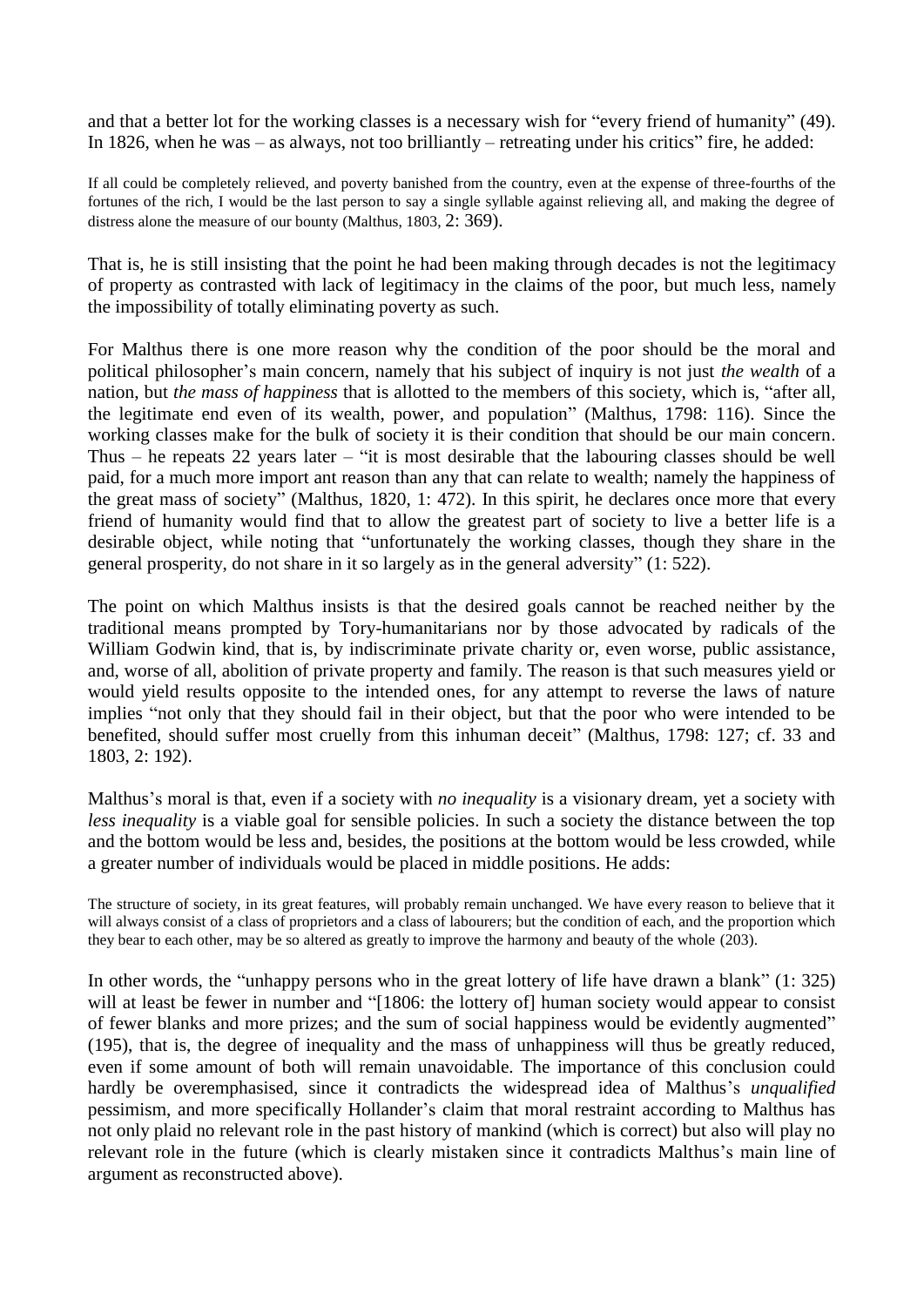and that a better lot for the working classes is a necessary wish for "every friend of humanity" (49). In 1826, when he was – as always, not too brilliantly – retreating under his critics" fire, he added:

> If all could be completely relieved, and poverty banished from the country, even at the expense of three-fourths of the fortunes of the rich, I would be the last person to say a single syllable against relieving all, and making the degree of distress alone the measure of our bounty (Malthus, 1803, 2: 369).

That is, he is still insisting that the point he had been making through decades is not the legitimacy of property as contrasted with lack of legitimacy in the claims of the poor, but much less, namely the impossibility of totally eliminating poverty as such.

For Malthus there is one more reason why the condition of the poor should be the moral and political philosopher's main concern, namely that his subject of inquiry is not just *the wealth* of a nation, but *the mass of happiness* that is allotted to the members of this society, which is, "after all, the legitimate end even of its wealth, power, and population" (Malthus, 1798: 116). Since the working classes make for the bulk of society it is their condition that should be our main concern. Thus – he repeats 22 years later – "it is most desirable that the labouring classes should be well paid, for a much more import ant reason than any that can relate to wealth; namely the happiness of the great mass of society" (Malthus, 1820, 1: 472). In this spirit, he declares once more that every friend of humanity would find that to allow the greatest part of society to live a better life is a desirable object, while noting that "unfortunately the working classes, though they share in the general prosperity, do not share in it so largely as in the general adversity" (1: 522).

The point on which Malthus insists is that the desired goals cannot be reached neither by the traditional means prompted by Tory-humanitarians nor by those advocated by radicals of the William Godwin kind, that is, by indiscriminate private charity or, even worse, public assistance, and, worse of all, abolition of private property and family. The reason is that such measures yield or would yield results opposite to the intended ones, for any attempt to reverse the laws of nature implies "not only that they should fail in their object, but that the poor who were intended to be benefited, should suffer most cruelly from this inhuman deceit" (Malthus, 1798: 127; cf. 33 and 1803, 2: 192).

Malthus's moral is that, even if a society with *no inequality* is a visionary dream, yet a society with *less inequality* is a viable goal for sensible policies. In such a society the distance between the top and the bottom would be less and, besides, the positions at the bottom would be less crowded, while a greater number of individuals would be placed in middle positions. He adds:

> The structure of society, in its great features, will probably remain unchanged. We have every reason to believe that it will always consist of a class of proprietors and a class of labourers; but the condition of each, and the proportion which they bear to each other, may be so altered as greatly to improve the harmony and beauty of the whole (203).

In other words, the "unhappy persons who in the great lottery of life have drawn a blank" (1: 325) will at least be fewer in number and "[1806: the lottery of] human society would appear to consist of fewer blanks and more prizes; and the sum of social happiness would be evidently augmented" (195), that is, the degree of inequality and the mass of unhappiness will thus be greatly reduced, even if some amount of both will remain unavoidable. The importance of this conclusion could hardly be overemphasised, since it contradicts the widespread idea of Malthus's *unqualified* pessimism, and more specifically Hollander's claim that moral restraint according to Malthus has not only plaid no relevant role in the past history of mankind (which is correct) but also will play no relevant role in the future (which is clearly mistaken since it contradicts Malthus's main line of argument as reconstructed above).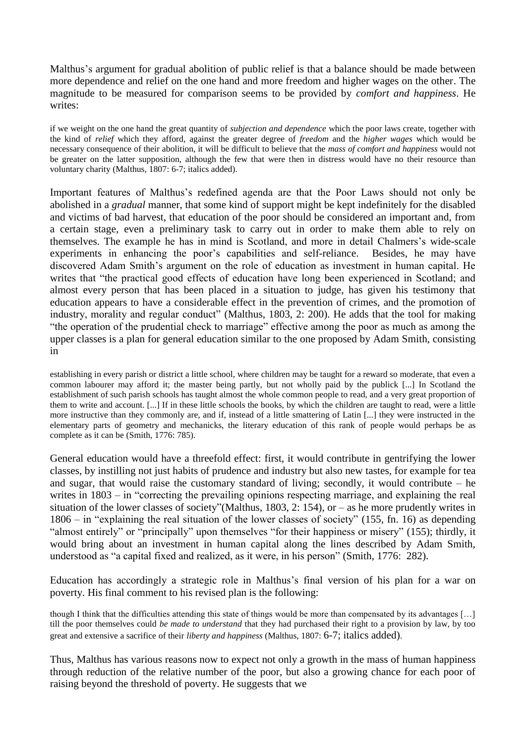Malthus's argument for gradual abolition of public relief is that a balance should be made between more dependence and relief on the one hand and more freedom and higher wages on the other. The magnitude to be measured for comparison seems to be provided by *comfort and happiness*. He writes:

> if we weight on the one hand the great quantity of *subjection and dependence* which the poor laws create, together with the kind of *relief* which they afford, against the greater degree of *freedom* and the *higher wages* which would be necessary consequence of their abolition, it will be difficult to believe that the *mass of comfort and happiness* would not be greater on the latter supposition, although the few that were then in distress would have no their resource than voluntary charity (Malthus, 1807: 6-7; italics added).

Important features of Malthus's redefined agenda are that the Poor Laws should not only be abolished in a *gradual* manner, that some kind of support might be kept indefinitely for the disabled and victims of bad harvest, that education of the poor should be considered an important and, from a certain stage, even a preliminary task to carry out in order to make them able to rely on themselves. The example he has in mind is Scotland, and more in detail Chalmers's wide-scale experiments in enhancing the poor's capabilities and self-reliance. Besides, he may have discovered Adam Smith's argument on the role of education as investment in human capital. He writes that "the practical good effects of education have long been experienced in Scotland; and almost every person that has been placed in a situation to judge, has given his testimony that education appears to have a considerable effect in the prevention of crimes, and the promotion of industry, morality and regular conduct" (Malthus, 1803, 2: 200). He adds that the tool for making "the operation of the prudential check to marriage" effective among the poor as much as among the upper classes is a plan for general education similar to the one proposed by Adam Smith, consisting in

> establishing in every parish or district a little school, where children may be taught for a reward so moderate, that even a common labourer may afford it; the master being partly, but not wholly paid by the publick [...] In Scotland the establishment of such parish schools has taught almost the whole common people to read, and a very great proportion of them to write and account. [...] If in these little schools the books, by which the children are taught to read, were a little more instructive than they commonly are, and if, instead of a little smattering of Latin [...] they were instructed in the elementary parts of geometry and mechanicks, the literary education of this rank of people would perhaps be as complete as it can be (Smith, 1776: 785).

General education would have a threefold effect: first, it would contribute in gentrifying the lower classes, by instilling not just habits of prudence and industry but also new tastes, for example for tea and sugar, that would raise the customary standard of living; secondly, it would contribute – he writes in 1803 – in "correcting the prevailing opinions respecting marriage, and explaining the real situation of the lower classes of society"(Malthus, 1803, 2: 154), or – as he more prudently writes in 1806 – in "explaining the real situation of the lower classes of society" (155, fn. 16) as depending "almost entirely" or "principally" upon themselves "for their happiness or misery" (155); thirdly, it would bring about an investment in human capital along the lines described by Adam Smith, understood as "a capital fixed and realized, as it were, in his person" (Smith, 1776: 282).

Education has accordingly a strategic role in Malthus's final version of his plan for a war on poverty. His final comment to his revised plan is the following:

> though I think that the difficulties attending this state of things would be more than compensated by its advantages […] till the poor themselves could *be made to understand* that they had purchased their right to a provision by law, by too great and extensive a sacrifice of their *liberty and happiness* (Malthus, 1807: 6-7; italics added).

Thus, Malthus has various reasons now to expect not only a growth in the mass of human happiness through reduction of the relative number of the poor, but also a growing chance for each poor of raising beyond the threshold of poverty. He suggests that we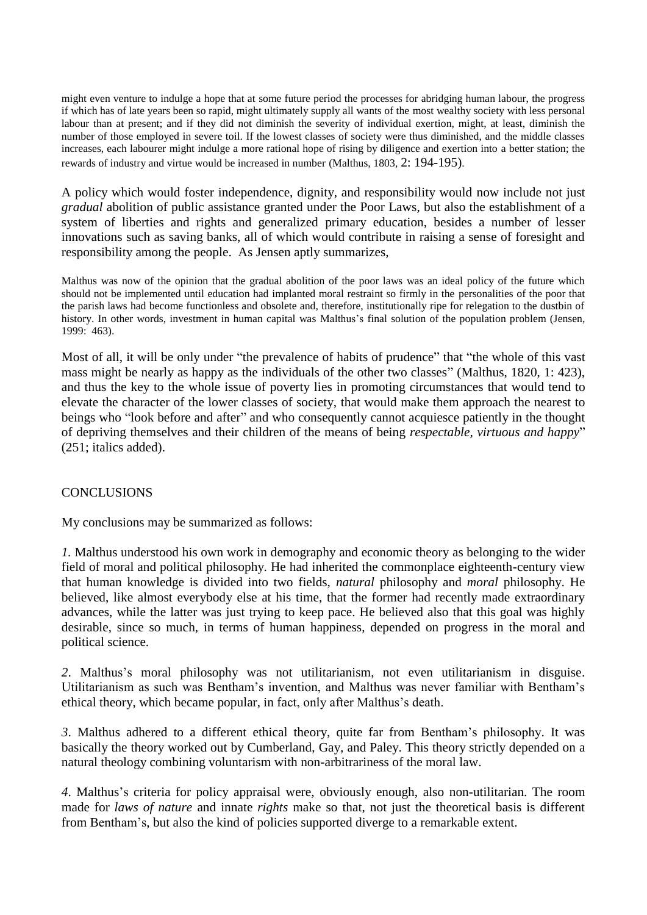might even venture to indulge a hope that at some future period the processes for abridging human labour, the progress if which has of late years been so rapid, might ultimately supply all wants of the most wealthy society with less personal labour than at present; and if they did not diminish the severity of individual exertion, might, at least, diminish the number of those employed in severe toil. If the lowest classes of society were thus diminished, and the middle classes increases, each labourer might indulge a more rational hope of rising by diligence and exertion into a better station; the rewards of industry and virtue would be increased in number (Malthus, 1803, 2: 194-195).

A policy which would foster independence, dignity, and responsibility would now include not just *gradual* abolition of public assistance granted under the Poor Laws, but also the establishment of a system of liberties and rights and generalized primary education, besides a number of lesser innovations such as saving banks, all of which would contribute in raising a sense of foresight and responsibility among the people. As Jensen aptly summarizes,

Malthus was now of the opinion that the gradual abolition of the poor laws was an ideal policy of the future which should not be implemented until education had implanted moral restraint so firmly in the personalities of the poor that the parish laws had become functionless and obsolete and, therefore, institutionally ripe for relegation to the dustbin of history. In other words, investment in human capital was Malthus's final solution of the population problem (Jensen, 1999: 463).

Most of all, it will be only under "the prevalence of habits of prudence" that "the whole of this vast mass might be nearly as happy as the individuals of the other two classes" (Malthus, 1820, 1: 423), and thus the key to the whole issue of poverty lies in promoting circumstances that would tend to elevate the character of the lower classes of society, that would make them approach the nearest to beings who "look before and after" and who consequently cannot acquiesce patiently in the thought of depriving themselves and their children of the means of being *respectable, virtuous and happy*" (251; italics added).

## CONCLUSIONS

My conclusions may be summarized as follows:

*1.* Malthus understood his own work in demography and economic theory as belonging to the wider field of moral and political philosophy. He had inherited the commonplace eighteenth-century view that human knowledge is divided into two fields, *natural* philosophy and *moral* philosophy. He believed, like almost everybody else at his time, that the former had recently made extraordinary advances, while the latter was just trying to keep pace. He believed also that this goal was highly desirable, since so much, in terms of human happiness, depended on progress in the moral and political science.

*2*. Malthus's moral philosophy was not utilitarianism, not even utilitarianism in disguise. Utilitarianism as such was Bentham's invention, and Malthus was never familiar with Bentham's ethical theory, which became popular, in fact, only after Malthus's death.

*3*. Malthus adhered to a different ethical theory, quite far from Bentham's philosophy. It was basically the theory worked out by Cumberland, Gay, and Paley. This theory strictly depended on a natural theology combining voluntarism with non-arbitrariness of the moral law.

*4*. Malthus's criteria for policy appraisal were, obviously enough, also non-utilitarian. The room made for *laws of nature* and innate *rights* make so that, not just the theoretical basis is different from Bentham's, but also the kind of policies supported diverge to a remarkable extent.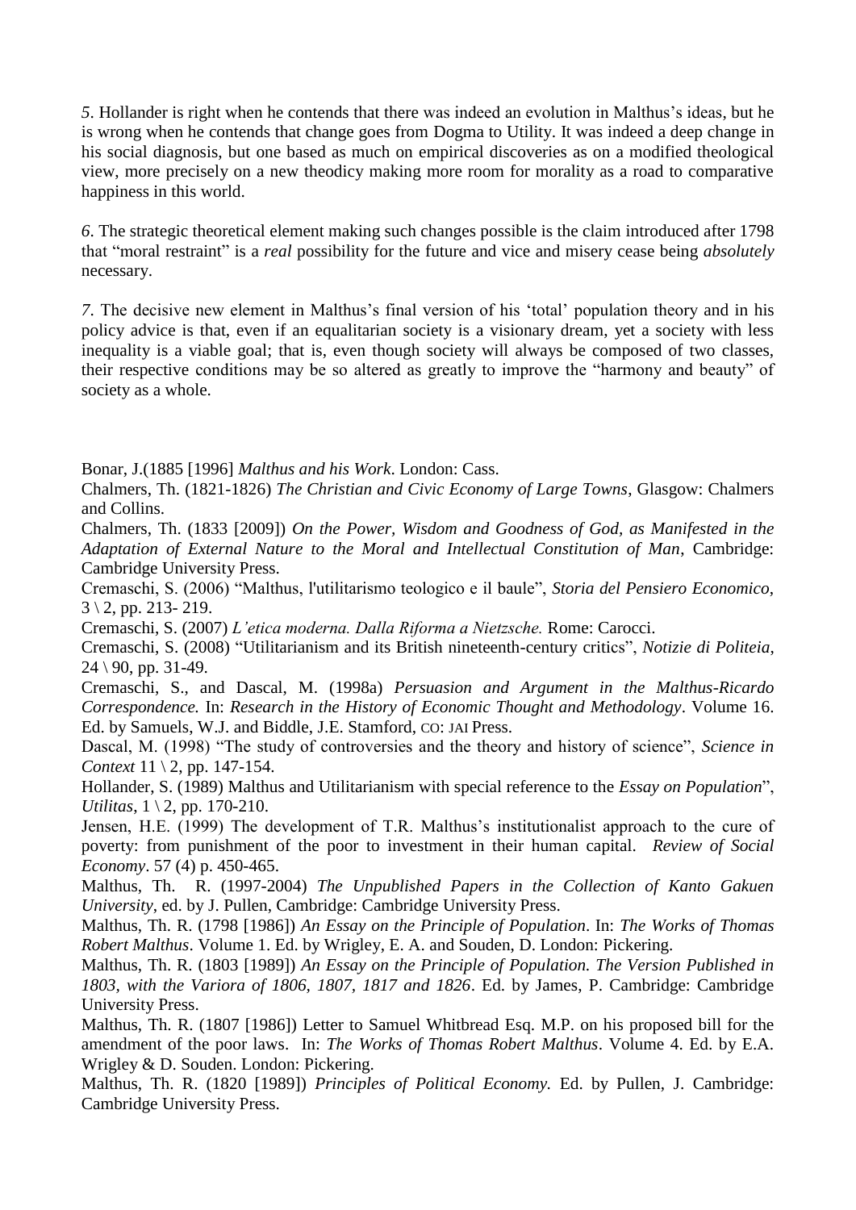*5*. Hollander is right when he contends that there was indeed an evolution in Malthus's ideas, but he is wrong when he contends that change goes from Dogma to Utility. It was indeed a deep change in his social diagnosis, but one based as much on empirical discoveries as on a modified theological view, more precisely on a new theodicy making more room for morality as a road to comparative happiness in this world.

*6*. The strategic theoretical element making such changes possible is the claim introduced after 1798 that "moral restraint" is a *real* possibility for the future and vice and misery cease being *absolutely* necessary.

*7*. The decisive new element in Malthus's final version of his 'total' population theory and in his policy advice is that, even if an equalitarian society is a visionary dream, yet a society with less inequality is a viable goal; that is, even though society will always be composed of two classes, their respective conditions may be so altered as greatly to improve the "harmony and beauty" of society as a whole.

Bonar, J.(1885 [1996] *Malthus and his Work*. London: Cass.

Chalmers, Th. (1821-1826) *The Christian and Civic Economy of Large Towns*, Glasgow: Chalmers and Collins.

Chalmers, Th. (1833 [2009]) *On the Power, Wisdom and Goodness of God, as Manifested in the Adaptation of External Nature to the Moral and Intellectual Constitution of Man*, Cambridge: Cambridge University Press.

Cremaschi, S. (2006) "Malthus, l'utilitarismo teologico e il baule", *Storia del Pensiero Economico*, 3 \ 2, pp. 213- 219.

Cremaschi, S. (2007) *L'etica moderna. Dalla Riforma a Nietzsche.* Rome: Carocci.

Cremaschi, S. (2008) "Utilitarianism and its British nineteenth-century critics", *Notizie di Politeia*, 24 \ 90, pp. 31-49.

Cremaschi, S., and Dascal, M. (1998a) *Persuasion and Argument in the Malthus-Ricardo Correspondence.* In: *Research in the History of Economic Thought and Methodology*. Volume 16. Ed. by Samuels, W.J. and Biddle, J.E. Stamford, CO: JAI Press.

Dascal, M. (1998) "The study of controversies and the theory and history of science", *Science in Context* 11 \ 2, pp. 147-154.

Hollander, S. (1989) Malthus and Utilitarianism with special reference to the *Essay on Population*", *Utilitas*, 1 \ 2, pp. 170-210.

Jensen, H.E. (1999) The development of T.R. Malthus's institutionalist approach to the cure of poverty: from punishment of the poor to investment in their human capital. *Review of Social Economy*. 57 (4) p. 450-465.

Malthus, Th. R. (1997-2004) *The Unpublished Papers in the Collection of Kanto Gakuen University*, ed. by J. Pullen, Cambridge: Cambridge University Press.

Malthus, Th. R. (1798 [1986]) *An Essay on the Principle of Population*. In: *The Works of Thomas Robert Malthus*. Volume 1. Ed. by Wrigley, E. A. and Souden, D. London: Pickering.

Malthus, Th. R. (1803 [1989]) *An Essay on the Principle of Population. The Version Published in 1803, with the Variora of 1806, 1807, 1817 and 1826*. Ed. by James, P. Cambridge: Cambridge University Press.

Malthus, Th. R. (1807 [1986]) Letter to Samuel Whitbread Esq. M.P. on his proposed bill for the amendment of the poor laws. In: *The Works of Thomas Robert Malthus*. Volume 4. Ed. by E.A. Wrigley & D. Souden. London: Pickering.

Malthus, Th. R. (1820 [1989]) *Principles of Political Economy.* Ed. by Pullen, J. Cambridge: Cambridge University Press.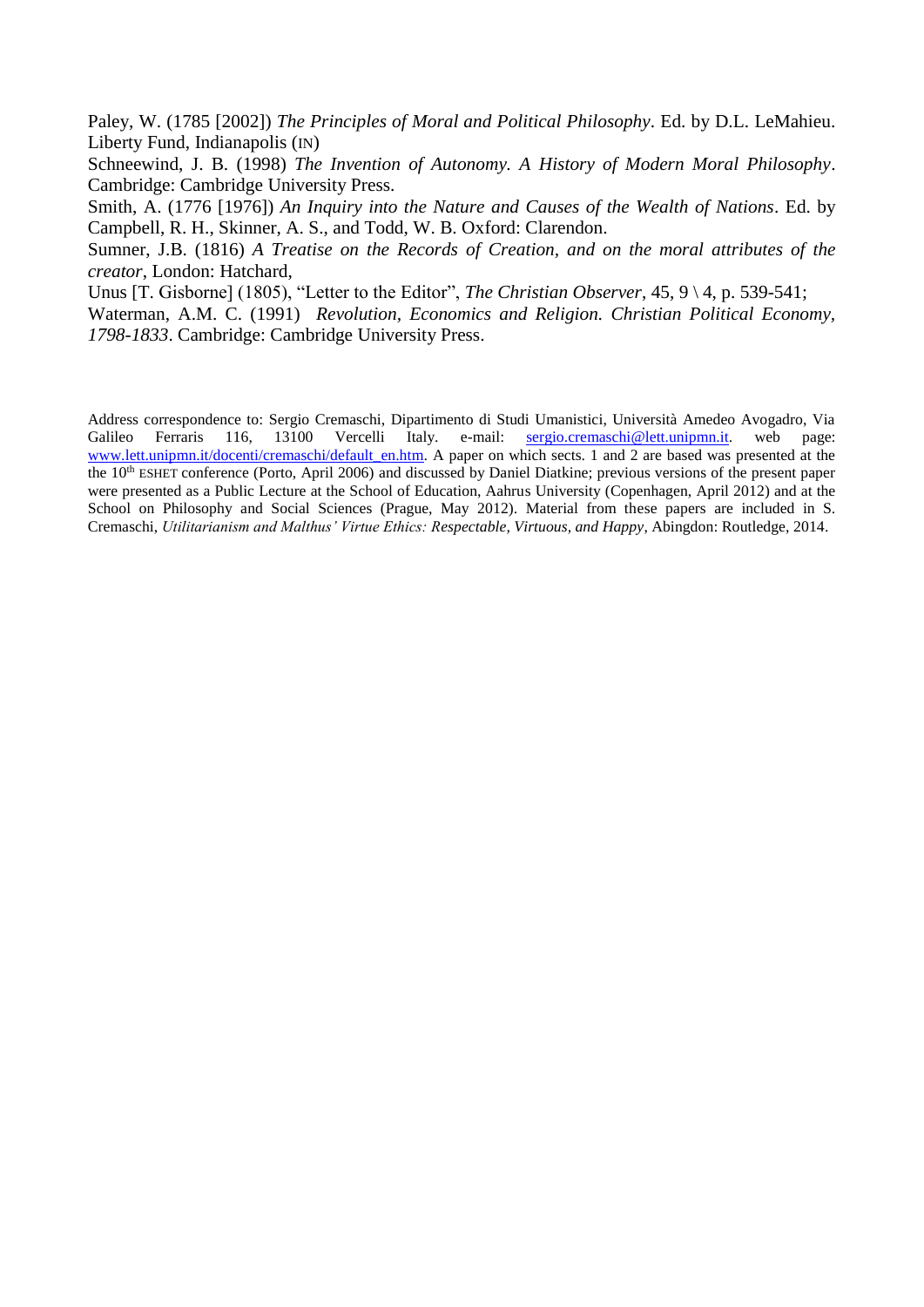Paley, W. (1785 [2002]) *The Principles of Moral and Political Philosophy*. Ed. by D.L. LeMahieu. Liberty Fund, Indianapolis (IN)

Schneewind, J. B. (1998) *The Invention of Autonomy. A History of Modern Moral Philosophy*. Cambridge: Cambridge University Press.

Smith, A. (1776 [1976]) *An Inquiry into the Nature and Causes of the Wealth of Nations*. Ed. by Campbell, R. H., Skinner, A. S., and Todd, W. B. Oxford: Clarendon.

Sumner, J.B. (1816) *A Treatise on the Records of Creation, and on the moral attributes of the creator*, London: Hatchard,

Unus [T. Gisborne] (1805), "Letter to the Editor", *The Christian Observer*, 45, 9 \ 4, p. 539-541;

Waterman, A.M. C. (1991) *Revolution, Economics and Religion. Christian Political Economy, 1798-1833*. Cambridge: Cambridge University Press.

Address correspondence to: Sergio Cremaschi, Dipartimento di Studi Umanistici, Università Amedeo Avogadro, Via Galileo Ferraris 116, 13100 Vercelli Italy. e-mail: sergio.cremaschi@lett.unipmn.it. web page: www.lett.unipmn.it/docenti/cremaschi/default_en.htm. A paper on which sects. 1 and 2 are based was presented at the the 10th ESHET conference (Porto, April 2006) and discussed by Daniel Diatkine; previous versions of the present paper were presented as a Public Lecture at the School of Education, Aahrus University (Copenhagen, April 2012) and at the School on Philosophy and Social Sciences (Prague, May 2012). Material from these papers are included in S. Cremaschi, *Utilitarianism and Malthus' Virtue Ethics: Respectable, Virtuous, and Happy*, Abingdon: Routledge, 2014.